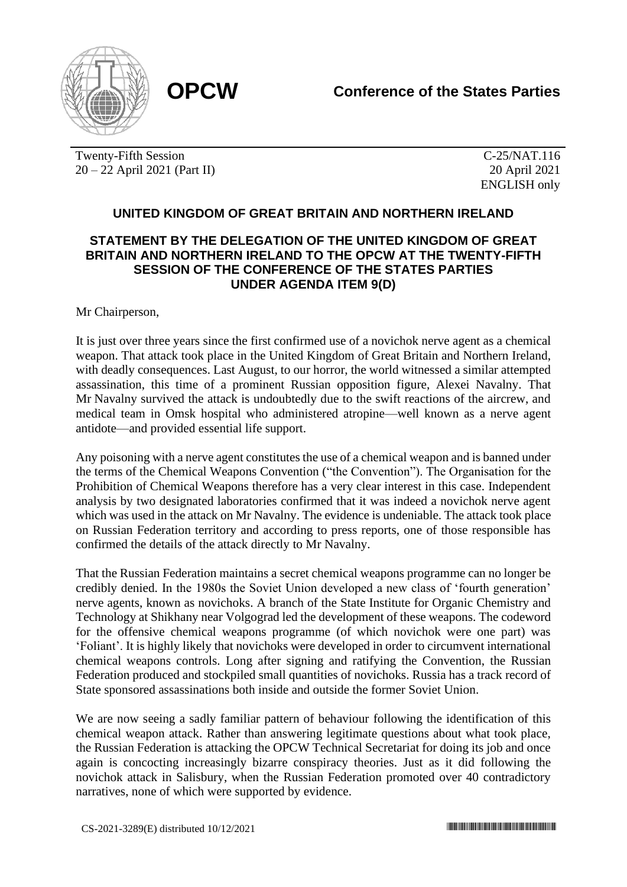**OPCW**

**Conference of the States Parties**

Twenty-Fifth Session
20 – 22 April 2021 (Part II)

C-25/NAT.116
20 April 2021
ENGLISH only

## UNITED KINGDOM OF GREAT BRITAIN AND NORTHERN IRELAND

### STATEMENT BY THE DELEGATION OF THE UNITED KINGDOM OF GREAT BRITAIN AND NORTHERN IRELAND TO THE OPCW AT THE TWENTY-FIFTH SESSION OF THE CONFERENCE OF THE STATES PARTIES UNDER AGENDA ITEM 9(D)

Mr Chairperson,

It is just over three years since the first confirmed use of a novichok nerve agent as a chemical weapon. That attack took place in the United Kingdom of Great Britain and Northern Ireland, with deadly consequences. Last August, to our horror, the world witnessed a similar attempted assassination, this time of a prominent Russian opposition figure, Alexei Navalny. That Mr Navalny survived the attack is undoubtedly due to the swift reactions of the aircrew, and medical team in Omsk hospital who administered atropine—well known as a nerve agent antidote—and provided essential life support.

Any poisoning with a nerve agent constitutes the use of a chemical weapon and is banned under the terms of the Chemical Weapons Convention ("the Convention"). The Organisation for the Prohibition of Chemical Weapons therefore has a very clear interest in this case. Independent analysis by two designated laboratories confirmed that it was indeed a novichok nerve agent which was used in the attack on Mr Navalny. The evidence is undeniable. The attack took place on Russian Federation territory and according to press reports, one of those responsible has confirmed the details of the attack directly to Mr Navalny.

That the Russian Federation maintains a secret chemical weapons programme can no longer be credibly denied. In the 1980s the Soviet Union developed a new class of 'fourth generation' nerve agents, known as novichoks. A branch of the State Institute for Organic Chemistry and Technology at Shikhany near Volgograd led the development of these weapons. The codeword for the offensive chemical weapons programme (of which novichok were one part) was 'Foliant'. It is highly likely that novichoks were developed in order to circumvent international chemical weapons controls. Long after signing and ratifying the Convention, the Russian Federation produced and stockpiled small quantities of novichoks. Russia has a track record of State sponsored assassinations both inside and outside the former Soviet Union.

We are now seeing a sadly familiar pattern of behaviour following the identification of this chemical weapon attack. Rather than answering legitimate questions about what took place, the Russian Federation is attacking the OPCW Technical Secretariat for doing its job and once again is concocting increasingly bizarre conspiracy theories. Just as it did following the novichok attack in Salisbury, when the Russian Federation promoted over 40 contradictory narratives, none of which were supported by evidence.

CS-2021-3289(E) distributed 10/12/2021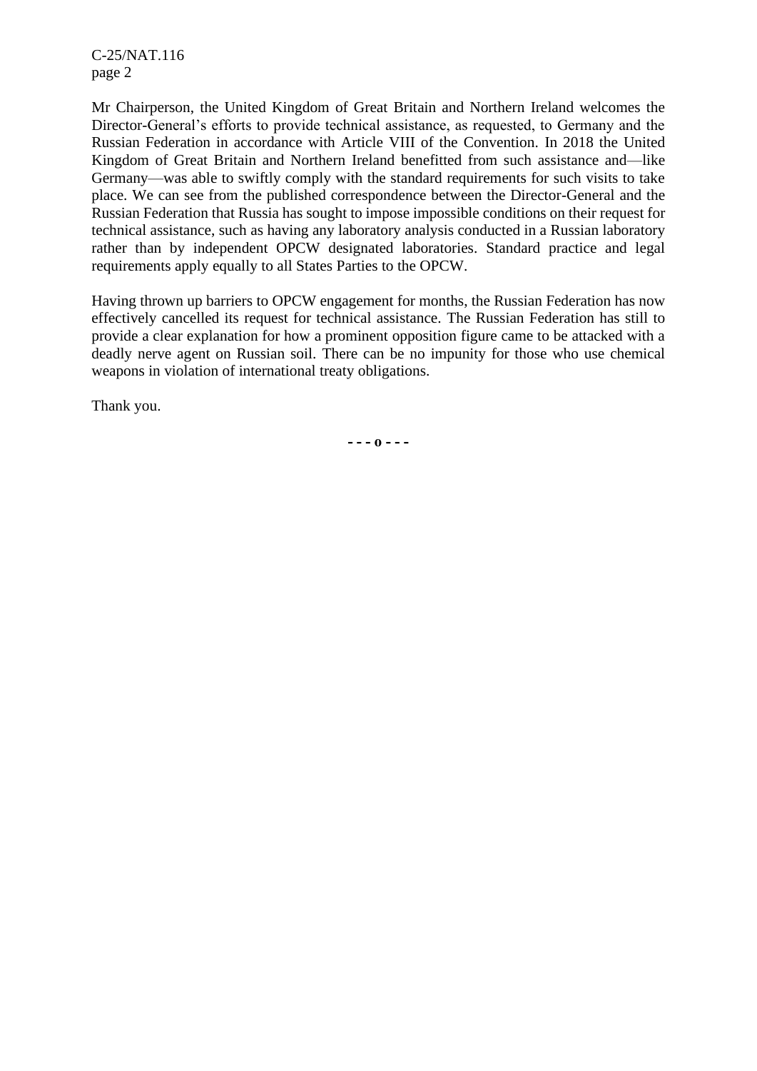Mr Chairperson, the United Kingdom of Great Britain and Northern Ireland welcomes the Director-General's efforts to provide technical assistance, as requested, to Germany and the Russian Federation in accordance with Article VIII of the Convention. In 2018 the United Kingdom of Great Britain and Northern Ireland benefitted from such assistance and—like Germany—was able to swiftly comply with the standard requirements for such visits to take place. We can see from the published correspondence between the Director-General and the Russian Federation that Russia has sought to impose impossible conditions on their request for technical assistance, such as having any laboratory analysis conducted in a Russian laboratory rather than by independent OPCW designated laboratories. Standard practice and legal requirements apply equally to all States Parties to the OPCW.

Having thrown up barriers to OPCW engagement for months, the Russian Federation has now effectively cancelled its request for technical assistance. The Russian Federation has still to provide a clear explanation for how a prominent opposition figure came to be attacked with a deadly nerve agent on Russian soil. There can be no impunity for those who use chemical weapons in violation of international treaty obligations.

Thank you.

**- - - o - - -**